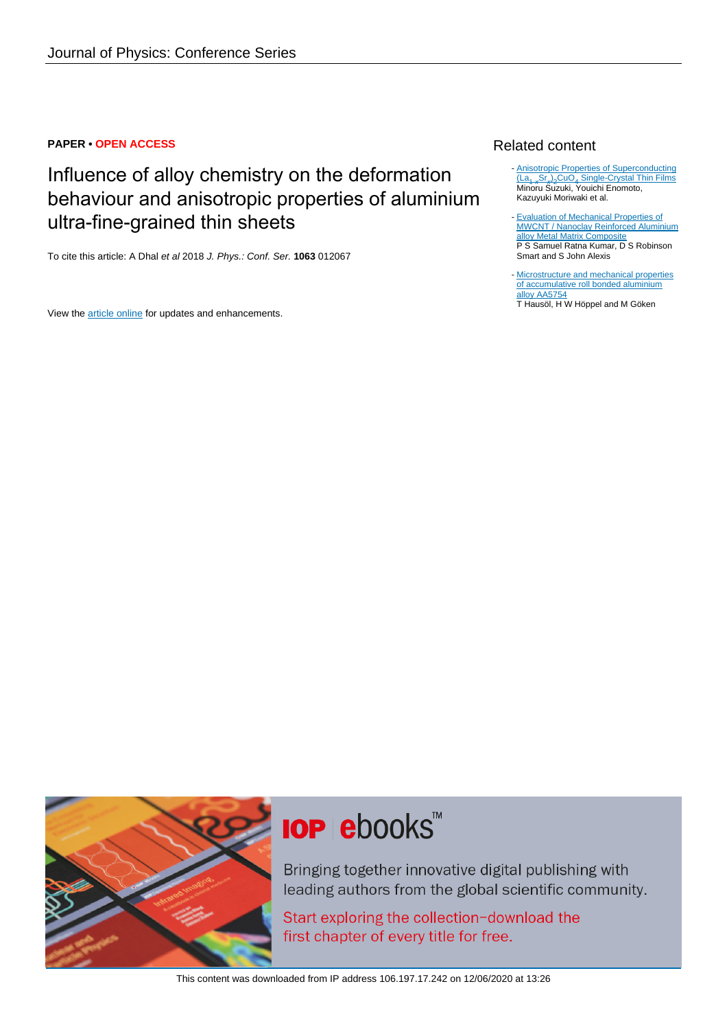Journal of Physics: Conference Series

**PAPER • OPEN ACCESS**

# Influence of alloy chemistry on the deformation behaviour and anisotropic properties of aluminium ultra-fine-grained thin sheets

To cite this article: A Dhal *et al* 2018 *J. Phys.: Conf. Ser.* **1063** 012067

View the article online for updates and enhancements.

## Related content

- Anisotropic Properties of Superconducting $(La_{1-x}Sr_x)_2CuO_4$ Single-Crystal Thin Films
Minoru Suzuki, Youichi Enomoto, Kazuyuki Moriwaki et al.

- Evaluation of Mechanical Properties of MWCNT / Nanoclay Reinforced Aluminium alloy Metal Matrix Composite
P S Samuel Ratna Kumar, D S Robinson Smart and S John Alexis

- Microstructure and mechanical properties of accumulative roll bonded aluminium alloy AA5754
T Hausöl, H W Höppel and M Göken

IOP ebooks™

Bringing together innovative digital publishing with leading authors from the global scientific community.

Start exploring the collection–download the first chapter of every title for free.

This content was downloaded from IP address 106.197.17.242 on 12/06/2020 at 13:26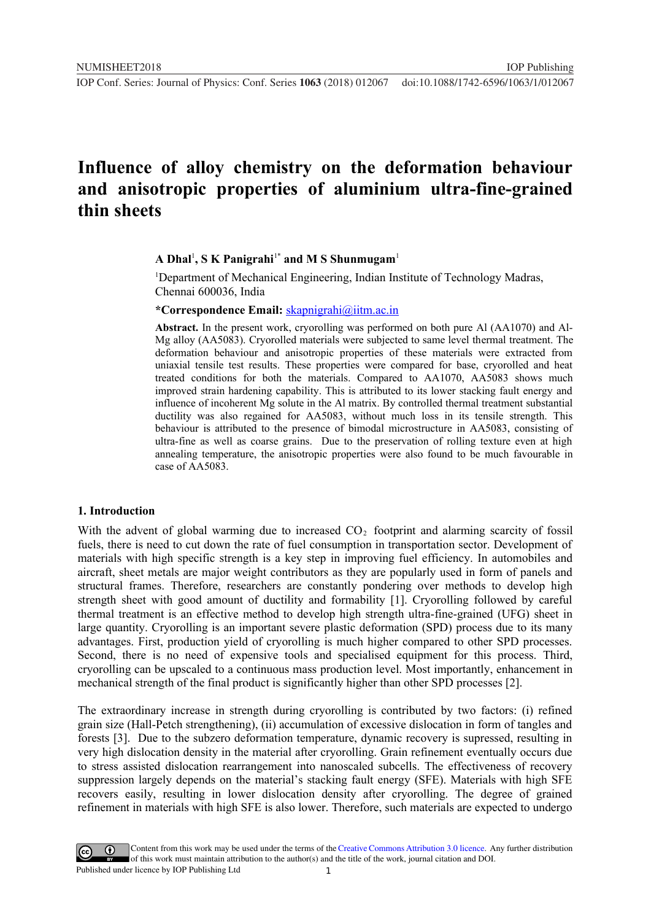# Influence of alloy chemistry on the deformation behaviour and anisotropic properties of aluminium ultra-fine-grained thin sheets

**A Dhal**[1], **S K Panigrahi**[1*] **and M S Shunmugam**[1]

[1]Department of Mechanical Engineering, Indian Institute of Technology Madras, Chennai 600036, India

**\*Correspondence Email:** skapnigrahi@iitm.ac.in

**Abstract.** In the present work, cryorolling was performed on both pure Al (AA1070) and Al-Mg alloy (AA5083). Cryorolled materials were subjected to same level thermal treatment. The deformation behaviour and anisotropic properties of these materials were extracted from uniaxial tensile test results. These properties were compared for base, cryorolled and heat treated conditions for both the materials. Compared to AA1070, AA5083 shows much improved strain hardening capability. This is attributed to its lower stacking fault energy and influence of incoherent Mg solute in the Al matrix. By controlled thermal treatment substantial ductility was also regained for AA5083, without much loss in its tensile strength. This behaviour is attributed to the presence of bimodal microstructure in AA5083, consisting of ultra-fine as well as coarse grains. Due to the preservation of rolling texture even at high annealing temperature, the anisotropic properties were also found to be much favourable in case of AA5083.

## 1. Introduction

With the advent of global warming due to increased $CO_2$ footprint and alarming scarcity of fossil fuels, there is need to cut down the rate of fuel consumption in transportation sector. Development of materials with high specific strength is a key step in improving fuel efficiency. In automobiles and aircraft, sheet metals are major weight contributors as they are popularly used in form of panels and structural frames. Therefore, researchers are constantly pondering over methods to develop high strength sheet with good amount of ductility and formability [1]. Cryorolling followed by careful thermal treatment is an effective method to develop high strength ultra-fine-grained (UFG) sheet in large quantity. Cryorolling is an important severe plastic deformation (SPD) process due to its many advantages. First, production yield of cryorolling is much higher compared to other SPD processes. Second, there is no need of expensive tools and specialised equipment for this process. Third, cryorolling can be upscaled to a continuous mass production level. Most importantly, enhancement in mechanical strength of the final product is significantly higher than other SPD processes [2].

The extraordinary increase in strength during cryorolling is contributed by two factors: (i) refined grain size (Hall-Petch strengthening), (ii) accumulation of excessive dislocation in form of tangles and forests [3]. Due to the subzero deformation temperature, dynamic recovery is supressed, resulting in very high dislocation density in the material after cryorolling. Grain refinement eventually occurs due to stress assisted dislocation rearrangement into nanoscaled subcells. The effectiveness of recovery suppression largely depends on the material's stacking fault energy (SFE). Materials with high SFE recovers easily, resulting in lower dislocation density after cryorolling. The degree of grained refinement in materials with high SFE is also lower. Therefore, such materials are expected to undergo

Content from this work may be used under the terms of the Creative Commons Attribution 3.0 licence. Any further distribution of this work must maintain attribution to the author(s) and the title of the work, journal citation and DOI.
Published under licence by IOP Publishing Ltd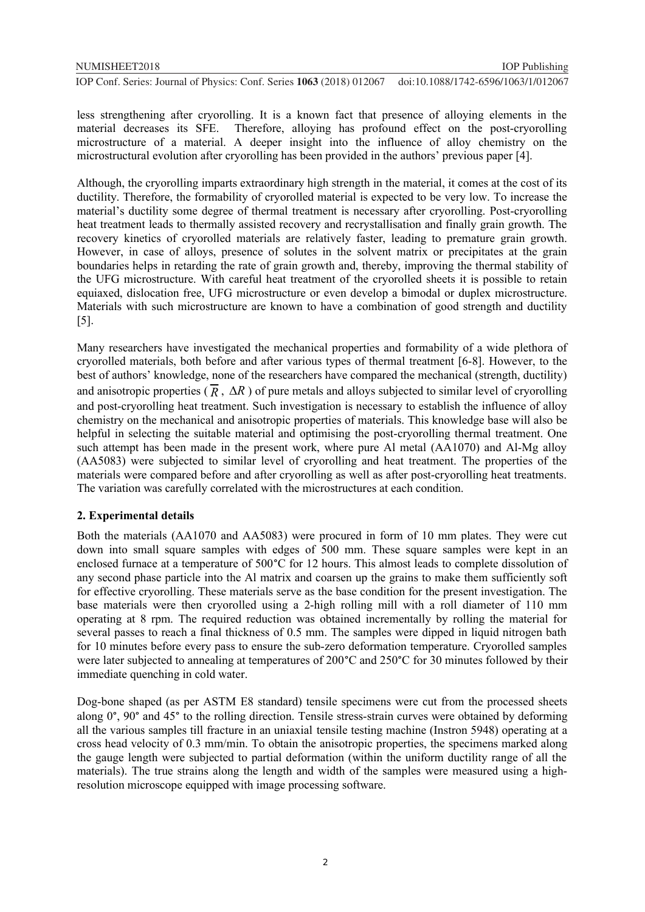less strengthening after cryorolling. It is a known fact that presence of alloying elements in the material decreases its SFE. Therefore, alloying has profound effect on the post-cryorolling microstructure of a material. A deeper insight into the influence of alloy chemistry on the microstructural evolution after cryorolling has been provided in the authors' previous paper [4].

Although, the cryorolling imparts extraordinary high strength in the material, it comes at the cost of its ductility. Therefore, the formability of cryorolled material is expected to be very low. To increase the material's ductility some degree of thermal treatment is necessary after cryorolling. Post-cryorolling heat treatment leads to thermally assisted recovery and recrystallisation and finally grain growth. The recovery kinetics of cryorolled materials are relatively faster, leading to premature grain growth. However, in case of alloys, presence of solutes in the solvent matrix or precipitates at the grain boundaries helps in retarding the rate of grain growth and, thereby, improving the thermal stability of the UFG microstructure. With careful heat treatment of the cryorolled sheets it is possible to retain equiaxed, dislocation free, UFG microstructure or even develop a bimodal or duplex microstructure. Materials with such microstructure are known to have a combination of good strength and ductility [5].

Many researchers have investigated the mechanical properties and formability of a wide plethora of cryorolled materials, both before and after various types of thermal treatment [6-8]. However, to the best of authors' knowledge, none of the researchers have compared the mechanical (strength, ductility) and anisotropic properties ($\overline{R}$, $\Delta R$) of pure metals and alloys subjected to similar level of cryorolling and post-cryorolling heat treatment. Such investigation is necessary to establish the influence of alloy chemistry on the mechanical and anisotropic properties of materials. This knowledge base will also be helpful in selecting the suitable material and optimising the post-cryorolling thermal treatment. One such attempt has been made in the present work, where pure Al metal (AA1070) and Al-Mg alloy (AA5083) were subjected to similar level of cryorolling and heat treatment. The properties of the materials were compared before and after cryorolling as well as after post-cryorolling heat treatments. The variation was carefully correlated with the microstructures at each condition.

## 2. Experimental details

Both the materials (AA1070 and AA5083) were procured in form of 10 mm plates. They were cut down into small square samples with edges of 500 mm. These square samples were kept in an enclosed furnace at a temperature of 500°C for 12 hours. This almost leads to complete dissolution of any second phase particle into the Al matrix and coarsen up the grains to make them sufficiently soft for effective cryorolling. These materials serve as the base condition for the present investigation. The base materials were then cryorolled using a 2-high rolling mill with a roll diameter of 110 mm operating at 8 rpm. The required reduction was obtained incrementally by rolling the material for several passes to reach a final thickness of 0.5 mm. The samples were dipped in liquid nitrogen bath for 10 minutes before every pass to ensure the sub-zero deformation temperature. Cryorolled samples were later subjected to annealing at temperatures of 200°C and 250°C for 30 minutes followed by their immediate quenching in cold water.

Dog-bone shaped (as per ASTM E8 standard) tensile specimens were cut from the processed sheets along 0°, 90° and 45° to the rolling direction. Tensile stress-strain curves were obtained by deforming all the various samples till fracture in an uniaxial tensile testing machine (Instron 5948) operating at a cross head velocity of 0.3 mm/min. To obtain the anisotropic properties, the specimens marked along the gauge length were subjected to partial deformation (within the uniform ductility range of all the materials). The true strains along the length and width of the samples were measured using a high-resolution microscope equipped with image processing software.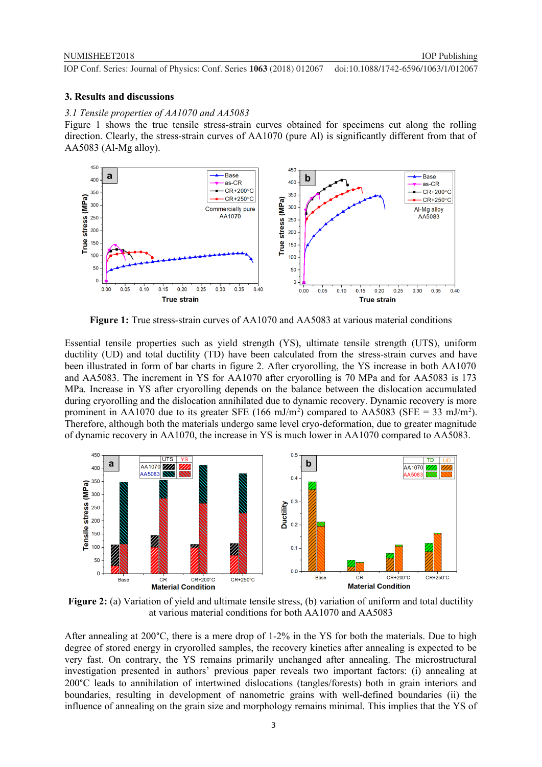## 3. Results and discussions

### *3.1 Tensile properties of AA1070 and AA5083*

Figure 1 shows the true tensile stress-strain curves obtained for specimens cut along the rolling direction. Clearly, the stress-strain curves of AA1070 (pure Al) is significantly different from that of AA5083 (Al-Mg alloy).

**Figure 1:** True stress-strain curves of AA1070 and AA5083 at various material conditions

Essential tensile properties such as yield strength (YS), ultimate tensile strength (UTS), uniform ductility (UD) and total ductility (TD) have been calculated from the stress-strain curves and have been illustrated in form of bar charts in figure 2. After cryorolling, the YS increase in both AA1070 and AA5083. The increment in YS for AA1070 after cryorolling is 70 MPa and for AA5083 is 173 MPa. Increase in YS after cryorolling depends on the balance between the dislocation accumulated during cryorolling and the dislocation annihilated due to dynamic recovery. Dynamic recovery is more prominent in AA1070 due to its greater SFE (166 mJ/m$^2$) compared to AA5083 (SFE = 33 mJ/m$^2$). Therefore, although both the materials undergo same level cryo-deformation, due to greater magnitude of dynamic recovery in AA1070, the increase in YS is much lower in AA1070 compared to AA5083.

**Figure 2:** (a) Variation of yield and ultimate tensile stress, (b) variation of uniform and total ductility at various material conditions for both AA1070 and AA5083

After annealing at 200°C, there is a mere drop of 1-2% in the YS for both the materials. Due to high degree of stored energy in cryorolled samples, the recovery kinetics after annealing is expected to be very fast. On contrary, the YS remains primarily unchanged after annealing. The microstructural investigation presented in authors' previous paper reveals two important factors: (i) annealing at 200°C leads to annihilation of intertwined dislocations (tangles/forests) both in grain interiors and boundaries, resulting in development of nanometric grains with well-defined boundaries (ii) the influence of annealing on the grain size and morphology remains minimal. This implies that the YS of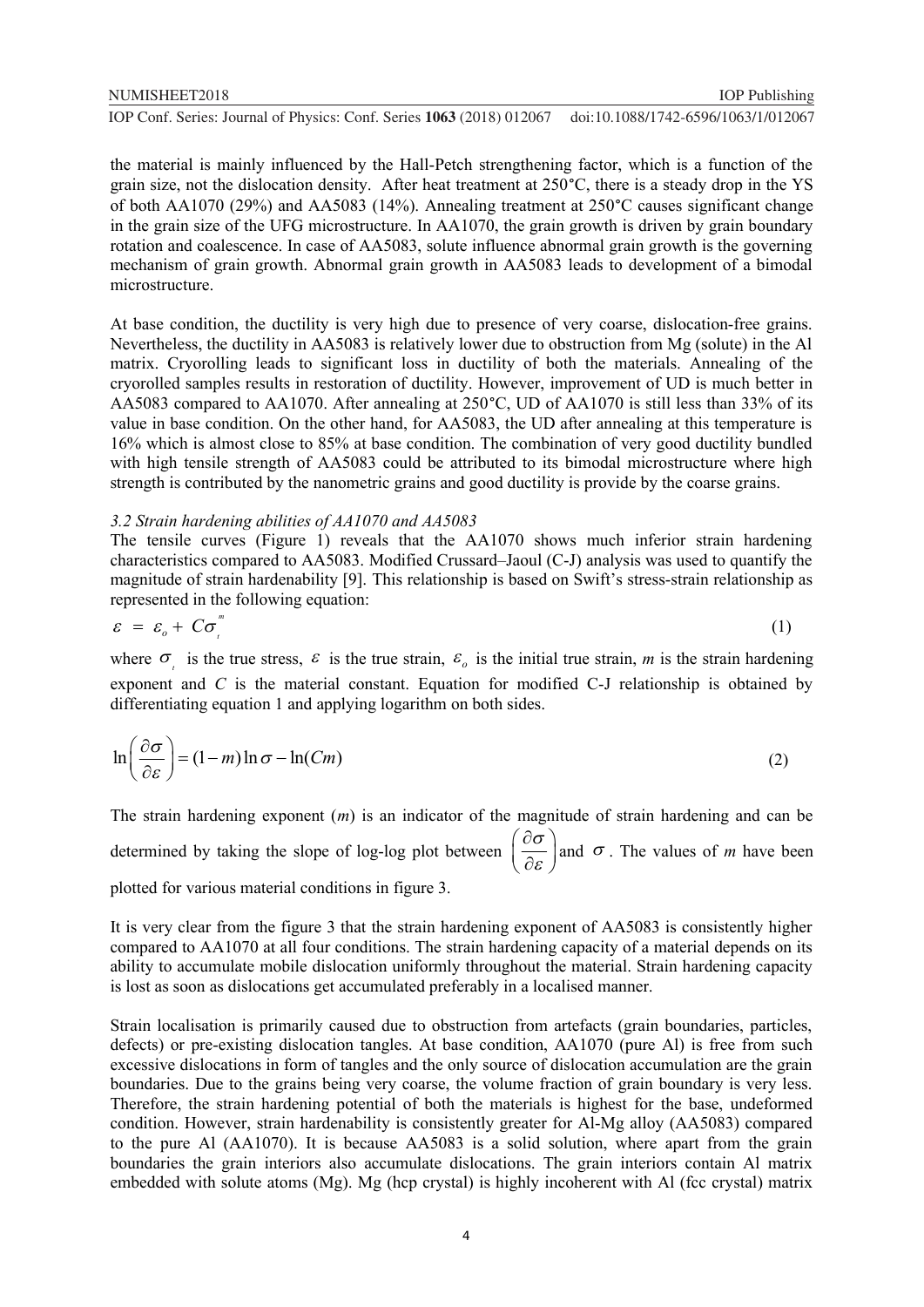the material is mainly influenced by the Hall-Petch strengthening factor, which is a function of the grain size, not the dislocation density. After heat treatment at 250°C, there is a steady drop in the YS of both AA1070 (29%) and AA5083 (14%). Annealing treatment at 250°C causes significant change in the grain size of the UFG microstructure. In AA1070, the grain growth is driven by grain boundary rotation and coalescence. In case of AA5083, solute influence abnormal grain growth is the governing mechanism of grain growth. Abnormal grain growth in AA5083 leads to development of a bimodal microstructure.

At base condition, the ductility is very high due to presence of very coarse, dislocation-free grains. Nevertheless, the ductility in AA5083 is relatively lower due to obstruction from Mg (solute) in the Al matrix. Cryorolling leads to significant loss in ductility of both the materials. Annealing of the cryorolled samples results in restoration of ductility. However, improvement of UD is much better in AA5083 compared to AA1070. After annealing at 250°C, UD of AA1070 is still less than 33% of its value in base condition. On the other hand, for AA5083, the UD after annealing at this temperature is 16% which is almost close to 85% at base condition. The combination of very good ductility bundled with high tensile strength of AA5083 could be attributed to its bimodal microstructure where high strength is contributed by the nanometric grains and good ductility is provide by the coarse grains.

### *3.2 Strain hardening abilities of AA1070 and AA5083*

The tensile curves (Figure 1) reveals that the AA1070 shows much inferior strain hardening characteristics compared to AA5083. Modified Crussard–Jaoul (C-J) analysis was used to quantify the magnitude of strain hardenability [9]. This relationship is based on Swift's stress-strain relationship as represented in the following equation:

$$\varepsilon = \varepsilon_o + C\sigma_t^{m} \tag{1}$$

where $\sigma_t$ is the true stress, $\varepsilon$ is the true strain, $\varepsilon_o$ is the initial true strain, *m* is the strain hardening exponent and *C* is the material constant. Equation for modified C-J relationship is obtained by differentiating equation 1 and applying logarithm on both sides.

$$\ln\left(\frac{\partial\sigma}{\partial\varepsilon}\right) = (1-m)\ln\sigma - \ln(Cm) \tag{2}$$

The strain hardening exponent (*m*) is an indicator of the magnitude of strain hardening and can be determined by taking the slope of log-log plot between $\left(\frac{\partial\sigma}{\partial\varepsilon}\right)$ and $\sigma$. The values of *m* have been plotted for various material conditions in figure 3.

It is very clear from the figure 3 that the strain hardening exponent of AA5083 is consistently higher compared to AA1070 at all four conditions. The strain hardening capacity of a material depends on its ability to accumulate mobile dislocation uniformly throughout the material. Strain hardening capacity is lost as soon as dislocations get accumulated preferably in a localised manner.

Strain localisation is primarily caused due to obstruction from artefacts (grain boundaries, particles, defects) or pre-existing dislocation tangles. At base condition, AA1070 (pure Al) is free from such excessive dislocations in form of tangles and the only source of dislocation accumulation are the grain boundaries. Due to the grains being very coarse, the volume fraction of grain boundary is very less. Therefore, the strain hardening potential of both the materials is highest for the base, undeformed condition. However, strain hardenability is consistently greater for Al-Mg alloy (AA5083) compared to the pure Al (AA1070). It is because AA5083 is a solid solution, where apart from the grain boundaries the grain interiors also accumulate dislocations. The grain interiors contain Al matrix embedded with solute atoms (Mg). Mg (hcp crystal) is highly incoherent with Al (fcc crystal) matrix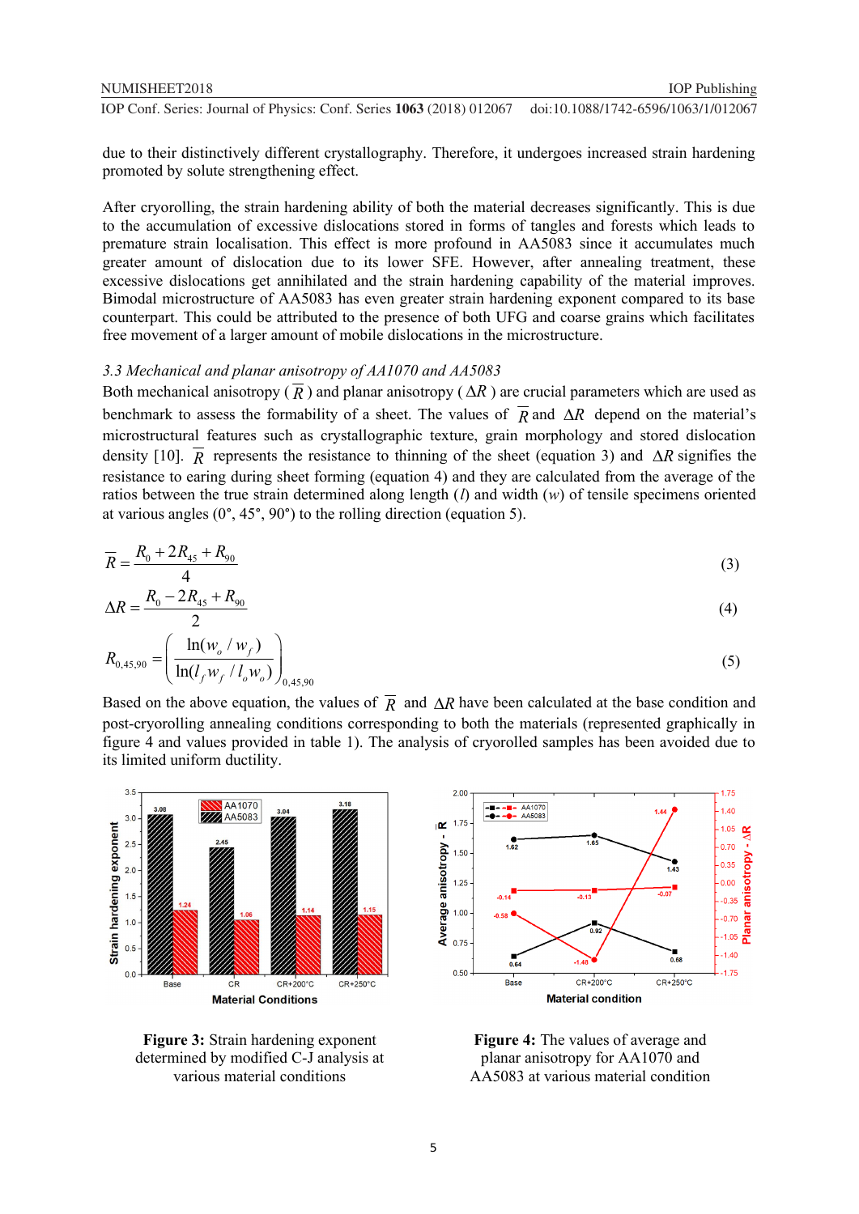due to their distinctively different crystallography. Therefore, it undergoes increased strain hardening promoted by solute strengthening effect.

After cryorolling, the strain hardening ability of both the material decreases significantly. This is due to the accumulation of excessive dislocations stored in forms of tangles and forests which leads to premature strain localisation. This effect is more profound in AA5083 since it accumulates much greater amount of dislocation due to its lower SFE. However, after annealing treatment, these excessive dislocations get annihilated and the strain hardening capability of the material improves. Bimodal microstructure of AA5083 has even greater strain hardening exponent compared to its base counterpart. This could be attributed to the presence of both UFG and coarse grains which facilitates free movement of a larger amount of mobile dislocations in the microstructure.

### *3.3 Mechanical and planar anisotropy of AA1070 and AA5083*

Both mechanical anisotropy ($\overline{R}$) and planar anisotropy ($\Delta R$) are crucial parameters which are used as benchmark to assess the formability of a sheet. The values of $\overline{R}$ and $\Delta R$ depend on the material's microstructural features such as crystallographic texture, grain morphology and stored dislocation density [10]. $\overline{R}$ represents the resistance to thinning of the sheet (equation 3) and $\Delta R$ signifies the resistance to earing during sheet forming (equation 4) and they are calculated from the average of the ratios between the true strain determined along length ($l$) and width ($w$) of tensile specimens oriented at various angles (0°, 45°, 90°) to the rolling direction (equation 5).

$$\overline{R} = \frac{R_0 + 2R_{45} + R_{90}}{4} \tag{3}$$

$$\Delta R = \frac{R_0 - 2R_{45} + R_{90}}{2} \tag{4}$$

$$R_{0,45,90} = \left( \frac{\ln(w_o / w_f)}{\ln(l_f w_f / l_o w_o)} \right)_{0,45,90} \tag{5}$$

Based on the above equation, the values of $\overline{R}$ and $\Delta R$ have been calculated at the base condition and post-cryorolling annealing conditions corresponding to both the materials (represented graphically in figure 4 and values provided in table 1). The analysis of cryorolled samples has been avoided due to its limited uniform ductility.

**Figure 3:** Strain hardening exponent determined by modified C-J analysis at various material conditions

**Figure 4:** The values of average and planar anisotropy for AA1070 and AA5083 at various material condition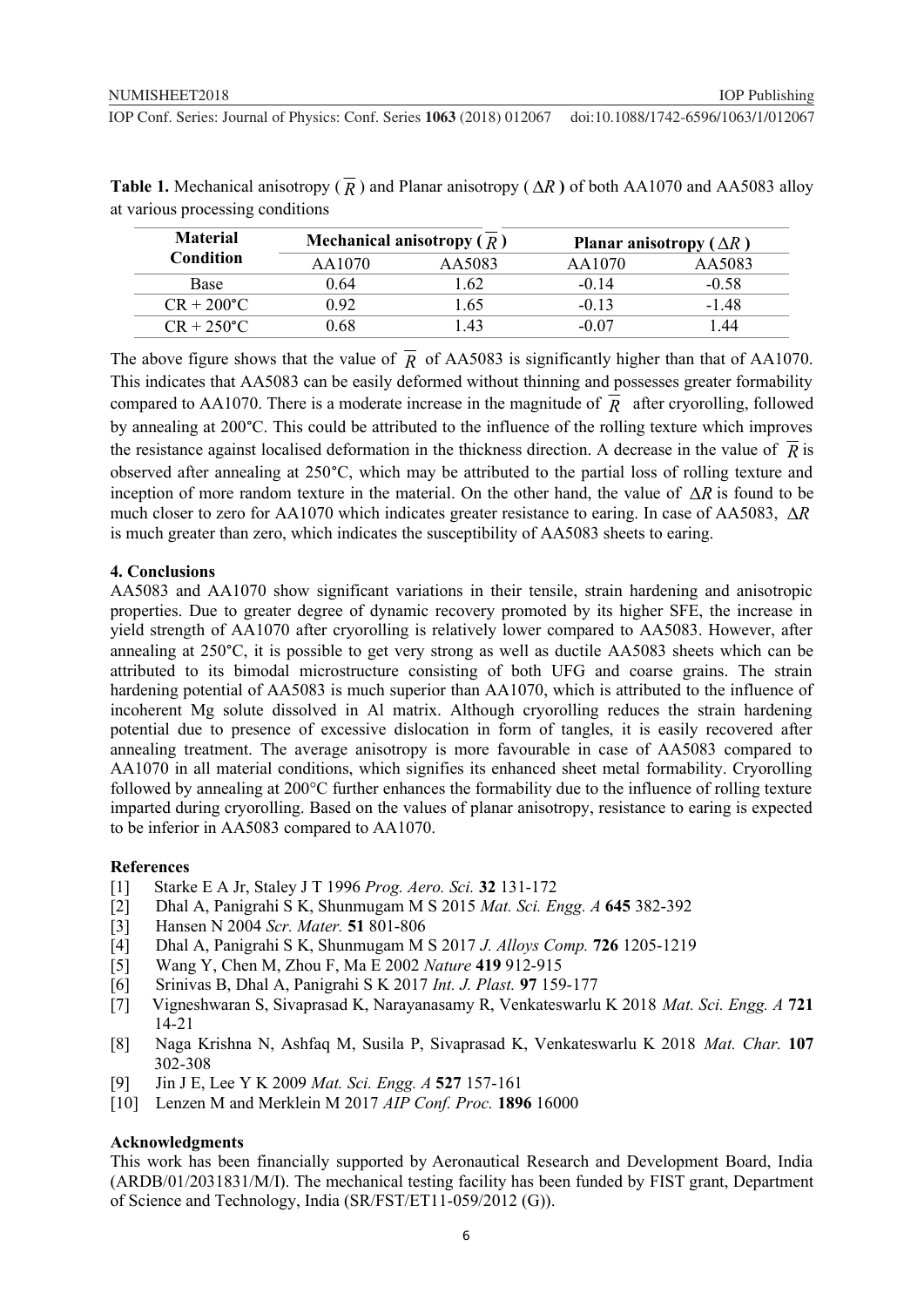**Table 1.** Mechanical anisotropy ( $\overline{R}$ ) and Planar anisotropy ( $\Delta R$ ) of both AA1070 and AA5083 alloy at various processing conditions

| Material Condition | Mechanical anisotropy ( $\overline{R}$ ) | | Planar anisotropy ( $\Delta R$ ) | |
|---|---|---|---|---|
| | AA1070 | AA5083 | AA1070 | AA5083 |
| Base | 0.64 | 1.62 | -0.14 | -0.58 |
| CR + 200°C | 0.92 | 1.65 | -0.13 | -1.48 |
| CR + 250°C | 0.68 | 1.43 | -0.07 | 1.44 |

The above figure shows that the value of $\overline{R}$ of AA5083 is significantly higher than that of AA1070. This indicates that AA5083 can be easily deformed without thinning and possesses greater formability compared to AA1070. There is a moderate increase in the magnitude of $\overline{R}$ after cryorolling, followed by annealing at 200°C. This could be attributed to the influence of the rolling texture which improves the resistance against localised deformation in the thickness direction. A decrease in the value of $\overline{R}$ is observed after annealing at 250°C, which may be attributed to the partial loss of rolling texture and inception of more random texture in the material. On the other hand, the value of $\Delta R$ is found to be much closer to zero for AA1070 which indicates greater resistance to earing. In case of AA5083, $\Delta R$ is much greater than zero, which indicates the susceptibility of AA5083 sheets to earing.

## 4. Conclusions

AA5083 and AA1070 show significant variations in their tensile, strain hardening and anisotropic properties. Due to greater degree of dynamic recovery promoted by its higher SFE, the increase in yield strength of AA1070 after cryorolling is relatively lower compared to AA5083. However, after annealing at 250°C, it is possible to get very strong as well as ductile AA5083 sheets which can be attributed to its bimodal microstructure consisting of both UFG and coarse grains. The strain hardening potential of AA5083 is much superior than AA1070, which is attributed to the influence of incoherent Mg solute dissolved in Al matrix. Although cryorolling reduces the strain hardening potential due to presence of excessive dislocation in form of tangles, it is easily recovered after annealing treatment. The average anisotropy is more favourable in case of AA5083 compared to AA1070 in all material conditions, which signifies its enhanced sheet metal formability. Cryorolling followed by annealing at 200°C further enhances the formability due to the influence of rolling texture imparted during cryorolling. Based on the values of planar anisotropy, resistance to earing is expected to be inferior in AA5083 compared to AA1070.

## References

[1] Starke E A Jr, Staley J T 1996 *Prog. Aero. Sci.* **32** 131-172

[2] Dhal A, Panigrahi S K, Shunmugam M S 2015 *Mat. Sci. Engg. A* **645** 382-392

[3] Hansen N 2004 *Scr. Mater.* **51** 801-806

[4] Dhal A, Panigrahi S K, Shunmugam M S 2017 *J. Alloys Comp.* **726** 1205-1219

[5] Wang Y, Chen M, Zhou F, Ma E 2002 *Nature* **419** 912-915

[6] Srinivas B, Dhal A, Panigrahi S K 2017 *Int. J. Plast.* **97** 159-177

[7] Vigneshwaran S, Sivaprasad K, Narayanasamy R, Venkateswarlu K 2018 *Mat. Sci. Engg. A* **721** 14-21

[8] Naga Krishna N, Ashfaq M, Susila P, Sivaprasad K, Venkateswarlu K 2018 *Mat. Char.* **107** 302-308

[9] Jin J E, Lee Y K 2009 *Mat. Sci. Engg. A* **527** 157-161

[10] Lenzen M and Merklein M 2017 *AIP Conf. Proc.* **1896** 16000

## Acknowledgments

This work has been financially supported by Aeronautical Research and Development Board, India (ARDB/01/2031831/M/I). The mechanical testing facility has been funded by FIST grant, Department of Science and Technology, India (SR/FST/ET11-059/2012 (G)).